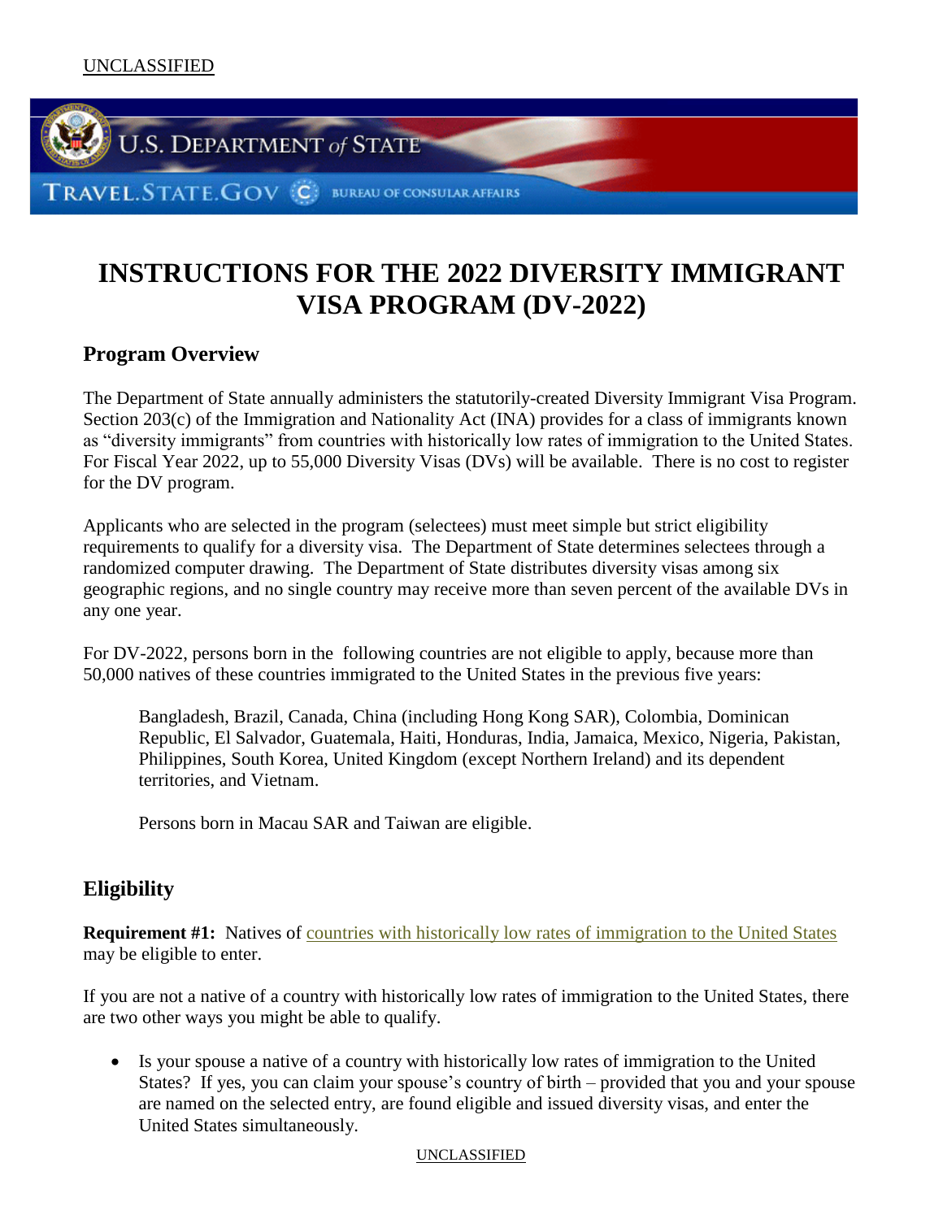# INSTRUCTIONS FOR THE 2022 DIVERSITY IMMIGRANT VISA PROGRAM (DV-2022)

## Program Overview

The Department of State annually administers the statutorily-created Diversity Immigrant Visa Program. Section 203(c) of the Immigration and Nationality Act (INA) provides for a class of immigrants known as "diversity immigrants" from countries with historically low rates of immigration to the United States. For Fiscal Year 2022, up to 55,000 Diversity Visas (DVs) will be available. There is no cost to register for the DV program.

Applicants who are selected in the program (selectees) must meet simple but strict eligibility requirements to qualify for a diversity visa. The Department of State determines selectees through a randomized computer drawing. The Department of State distributes diversity visas among six geographic regions, and no single country may receive more than seven percent of the available DVs in any one year.

For DV-2022, persons born in the following countries are not eligible to apply, because more than 50,000 natives of these countries immigrated to the United States in the previous five years:

> Bangladesh, Brazil, Canada, China (including Hong Kong SAR), Colombia, Dominican Republic, El Salvador, Guatemala, Haiti, Honduras, India, Jamaica, Mexico, Nigeria, Pakistan, Philippines, South Korea, United Kingdom (except Northern Ireland) and its dependent territories, and Vietnam.
>
> Persons born in Macau SAR and Taiwan are eligible.

## Eligibility

**Requirement #1:** Natives of countries with historically low rates of immigration to the United States may be eligible to enter.

If you are not a native of a country with historically low rates of immigration to the United States, there are two other ways you might be able to qualify.

- Is your spouse a native of a country with historically low rates of immigration to the United States? If yes, you can claim your spouse's country of birth – provided that you and your spouse are named on the selected entry, are found eligible and issued diversity visas, and enter the United States simultaneously.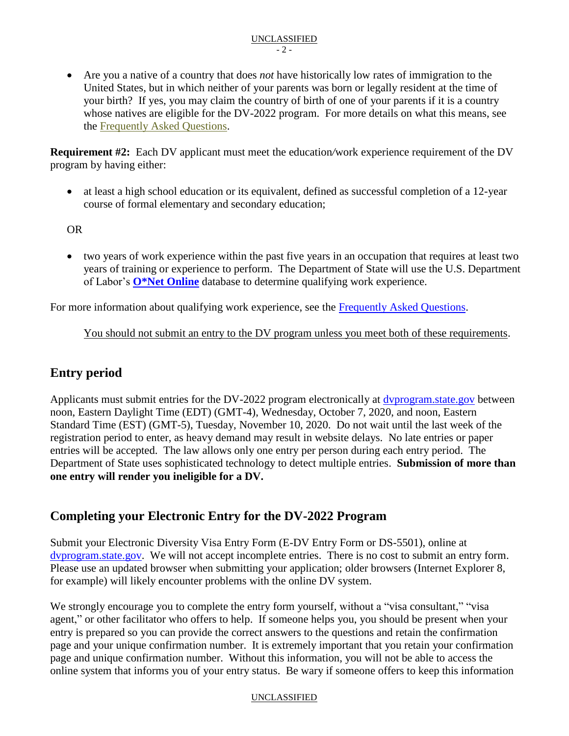- Are you a native of a country that does *not* have historically low rates of immigration to the United States, but in which neither of your parents was born or legally resident at the time of your birth? If yes, you may claim the country of birth of one of your parents if it is a country whose natives are eligible for the DV-2022 program. For more details on what this means, see the Frequently Asked Questions.

**Requirement #2:** Each DV applicant must meet the education/work experience requirement of the DV program by having either:

- at least a high school education or its equivalent, defined as successful completion of a 12-year course of formal elementary and secondary education;

OR

- two years of work experience within the past five years in an occupation that requires at least two years of training or experience to perform. The Department of State will use the U.S. Department of Labor's **O*Net Online** database to determine qualifying work experience.

For more information about qualifying work experience, see the Frequently Asked Questions.

You should not submit an entry to the DV program unless you meet both of these requirements.

## Entry period

Applicants must submit entries for the DV-2022 program electronically at dvprogram.state.gov between noon, Eastern Daylight Time (EDT) (GMT-4), Wednesday, October 7, 2020, and noon, Eastern Standard Time (EST) (GMT-5), Tuesday, November 10, 2020. Do not wait until the last week of the registration period to enter, as heavy demand may result in website delays. No late entries or paper entries will be accepted. The law allows only one entry per person during each entry period. The Department of State uses sophisticated technology to detect multiple entries. **Submission of more than one entry will render you ineligible for a DV.**

## Completing your Electronic Entry for the DV-2022 Program

Submit your Electronic Diversity Visa Entry Form (E-DV Entry Form or DS-5501), online at dvprogram.state.gov. We will not accept incomplete entries. There is no cost to submit an entry form. Please use an updated browser when submitting your application; older browsers (Internet Explorer 8, for example) will likely encounter problems with the online DV system.

We strongly encourage you to complete the entry form yourself, without a "visa consultant," "visa agent," or other facilitator who offers to help. If someone helps you, you should be present when your entry is prepared so you can provide the correct answers to the questions and retain the confirmation page and your unique confirmation number. It is extremely important that you retain your confirmation page and unique confirmation number. Without this information, you will not be able to access the online system that informs you of your entry status. Be wary if someone offers to keep this information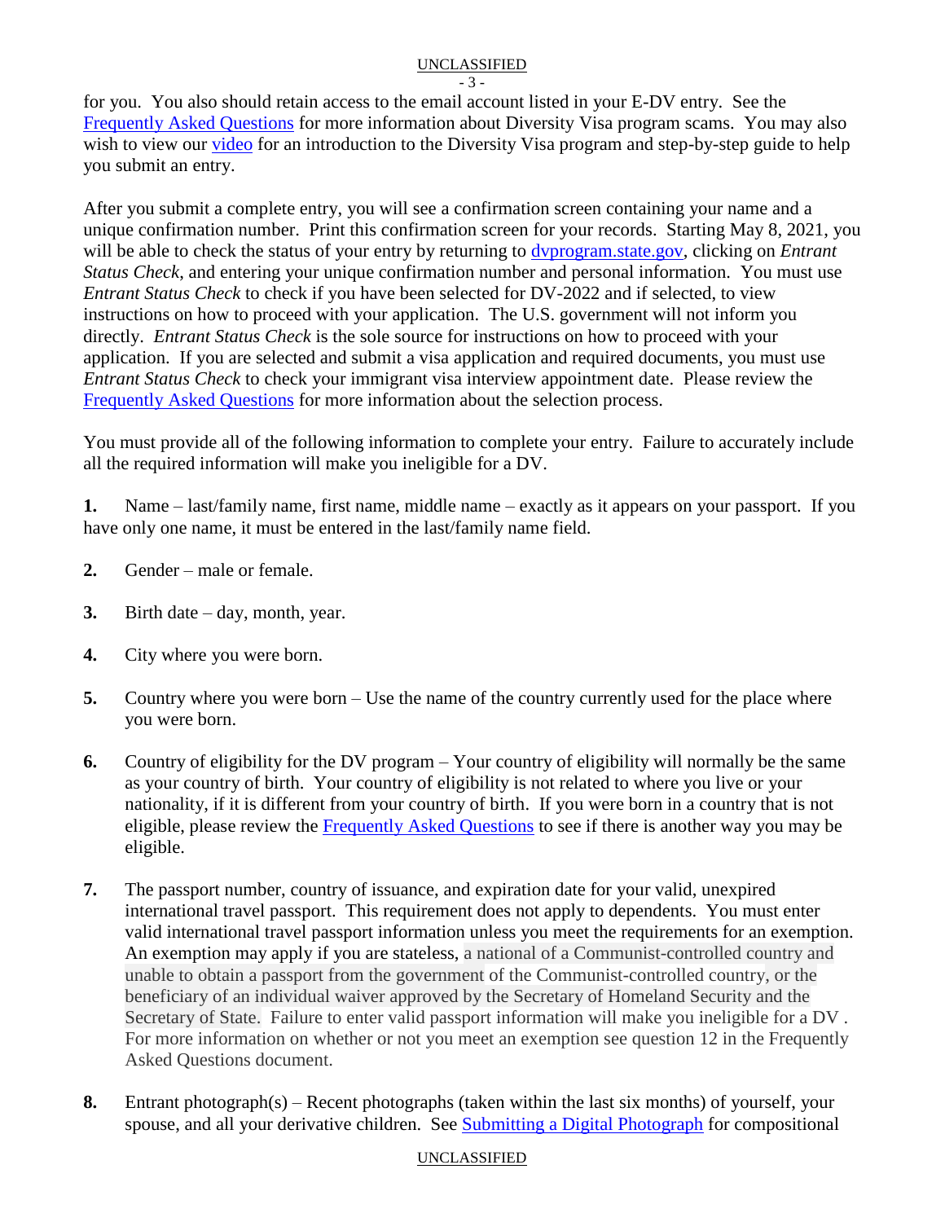for you. You also should retain access to the email account listed in your E-DV entry. See the [Frequently Asked Questions](#) for more information about Diversity Visa program scams. You may also wish to view our [video](#) for an introduction to the Diversity Visa program and step-by-step guide to help you submit an entry.

After you submit a complete entry, you will see a confirmation screen containing your name and a unique confirmation number. Print this confirmation screen for your records. Starting May 8, 2021, you will be able to check the status of your entry by returning to [dvprogram.state.gov](#), clicking on *Entrant Status Check*, and entering your unique confirmation number and personal information. You must use *Entrant Status Check* to check if you have been selected for DV-2022 and if selected, to view instructions on how to proceed with your application. The U.S. government will not inform you directly. *Entrant Status Check* is the sole source for instructions on how to proceed with your application. If you are selected and submit a visa application and required documents, you must use *Entrant Status Check* to check your immigrant visa interview appointment date. Please review the [Frequently Asked Questions](#) for more information about the selection process.

You must provide all of the following information to complete your entry. Failure to accurately include all the required information will make you ineligible for a DV.

**1.** Name – last/family name, first name, middle name – exactly as it appears on your passport. If you have only one name, it must be entered in the last/family name field.

**2.** Gender – male or female.

**3.** Birth date – day, month, year.

**4.** City where you were born.

**5.** Country where you were born – Use the name of the country currently used for the place where you were born.

**6.** Country of eligibility for the DV program – Your country of eligibility will normally be the same as your country of birth. Your country of eligibility is not related to where you live or your nationality, if it is different from your country of birth. If you were born in a country that is not eligible, please review the [Frequently Asked Questions](#) to see if there is another way you may be eligible.

**7.** The passport number, country of issuance, and expiration date for your valid, unexpired international travel passport. This requirement does not apply to dependents. You must enter valid international travel passport information unless you meet the requirements for an exemption. An exemption may apply if you are stateless, a national of a Communist-controlled country and unable to obtain a passport from the government of the Communist-controlled country, or the beneficiary of an individual waiver approved by the Secretary of Homeland Security and the Secretary of State. Failure to enter valid passport information will make you ineligible for a DV . For more information on whether or not you meet an exemption see question 12 in the Frequently Asked Questions document.

**8.** Entrant photograph(s) – Recent photographs (taken within the last six months) of yourself, your spouse, and all your derivative children. See [Submitting a Digital Photograph](#) for compositional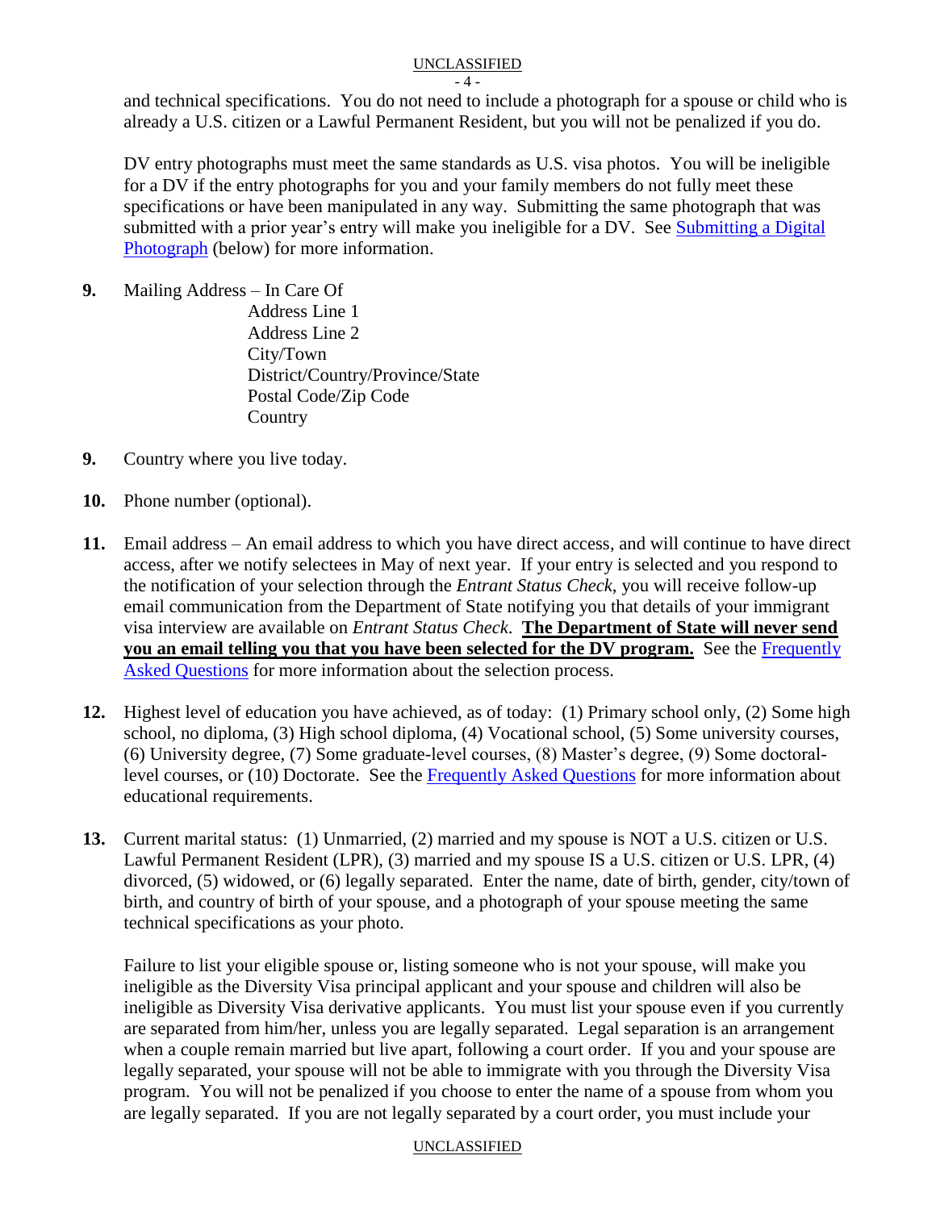and technical specifications. You do not need to include a photograph for a spouse or child who is already a U.S. citizen or a Lawful Permanent Resident, but you will not be penalized if you do.

DV entry photographs must meet the same standards as U.S. visa photos. You will be ineligible for a DV if the entry photographs for you and your family members do not fully meet these specifications or have been manipulated in any way. Submitting the same photograph that was submitted with a prior year's entry will make you ineligible for a DV. See Submitting a Digital Photograph (below) for more information.

**9.** Mailing Address – In Care Of
Address Line 1
Address Line 2
City/Town
District/Country/Province/State
Postal Code/Zip Code
Country

**9.** Country where you live today.

**10.** Phone number (optional).

**11.** Email address – An email address to which you have direct access, and will continue to have direct access, after we notify selectees in May of next year. If your entry is selected and you respond to the notification of your selection through the *Entrant Status Check*, you will receive follow-up email communication from the Department of State notifying you that details of your immigrant visa interview are available on *Entrant Status Check*. **The Department of State will never send you an email telling you that you have been selected for the DV program.** See the Frequently Asked Questions for more information about the selection process.

**12.** Highest level of education you have achieved, as of today: (1) Primary school only, (2) Some high school, no diploma, (3) High school diploma, (4) Vocational school, (5) Some university courses, (6) University degree, (7) Some graduate-level courses, (8) Master's degree, (9) Some doctoral-level courses, or (10) Doctorate. See the Frequently Asked Questions for more information about educational requirements.

**13.** Current marital status: (1) Unmarried, (2) married and my spouse is NOT a U.S. citizen or U.S. Lawful Permanent Resident (LPR), (3) married and my spouse IS a U.S. citizen or U.S. LPR, (4) divorced, (5) widowed, or (6) legally separated. Enter the name, date of birth, gender, city/town of birth, and country of birth of your spouse, and a photograph of your spouse meeting the same technical specifications as your photo.

Failure to list your eligible spouse or, listing someone who is not your spouse, will make you ineligible as the Diversity Visa principal applicant and your spouse and children will also be ineligible as Diversity Visa derivative applicants. You must list your spouse even if you currently are separated from him/her, unless you are legally separated. Legal separation is an arrangement when a couple remain married but live apart, following a court order. If you and your spouse are legally separated, your spouse will not be able to immigrate with you through the Diversity Visa program. You will not be penalized if you choose to enter the name of a spouse from whom you are legally separated. If you are not legally separated by a court order, you must include your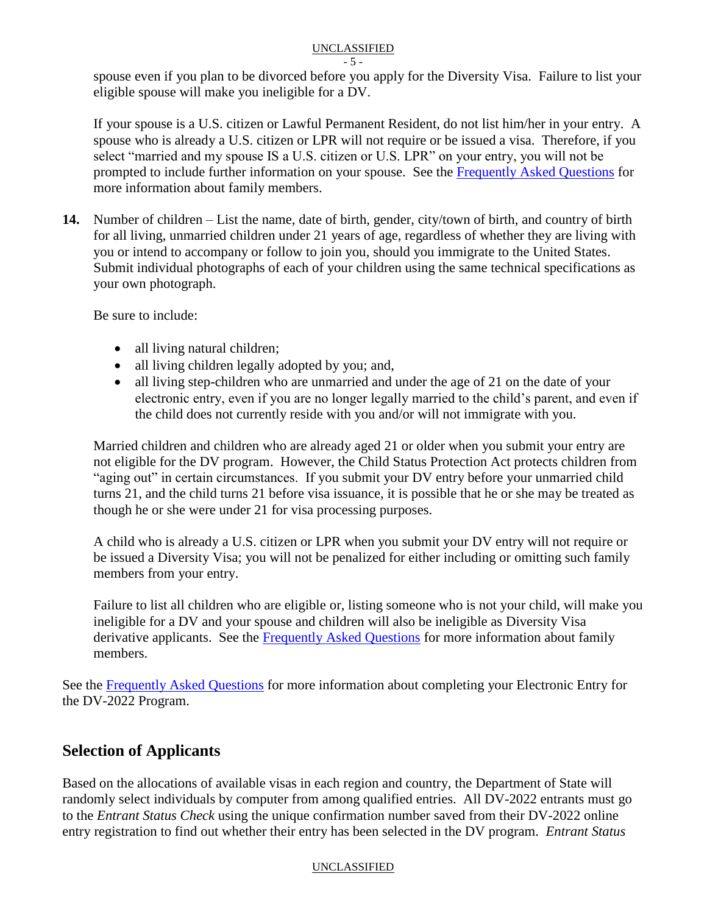spouse even if you plan to be divorced before you apply for the Diversity Visa. Failure to list your eligible spouse will make you ineligible for a DV.

If your spouse is a U.S. citizen or Lawful Permanent Resident, do not list him/her in your entry. A spouse who is already a U.S. citizen or LPR will not require or be issued a visa. Therefore, if you select "married and my spouse IS a U.S. citizen or U.S. LPR" on your entry, you will not be prompted to include further information on your spouse. See the Frequently Asked Questions for more information about family members.

**14.** Number of children – List the name, date of birth, gender, city/town of birth, and country of birth for all living, unmarried children under 21 years of age, regardless of whether they are living with you or intend to accompany or follow to join you, should you immigrate to the United States. Submit individual photographs of each of your children using the same technical specifications as your own photograph.

Be sure to include:

- all living natural children;
- all living children legally adopted by you; and,
- all living step-children who are unmarried and under the age of 21 on the date of your electronic entry, even if you are no longer legally married to the child's parent, and even if the child does not currently reside with you and/or will not immigrate with you.

Married children and children who are already aged 21 or older when you submit your entry are not eligible for the DV program. However, the Child Status Protection Act protects children from "aging out" in certain circumstances. If you submit your DV entry before your unmarried child turns 21, and the child turns 21 before visa issuance, it is possible that he or she may be treated as though he or she were under 21 for visa processing purposes.

A child who is already a U.S. citizen or LPR when you submit your DV entry will not require or be issued a Diversity Visa; you will not be penalized for either including or omitting such family members from your entry.

Failure to list all children who are eligible or, listing someone who is not your child, will make you ineligible for a DV and your spouse and children will also be ineligible as Diversity Visa derivative applicants. See the Frequently Asked Questions for more information about family members.

See the Frequently Asked Questions for more information about completing your Electronic Entry for the DV-2022 Program.

## Selection of Applicants

Based on the allocations of available visas in each region and country, the Department of State will randomly select individuals by computer from among qualified entries. All DV-2022 entrants must go to the *Entrant Status Check* using the unique confirmation number saved from their DV-2022 online entry registration to find out whether their entry has been selected in the DV program. *Entrant Status*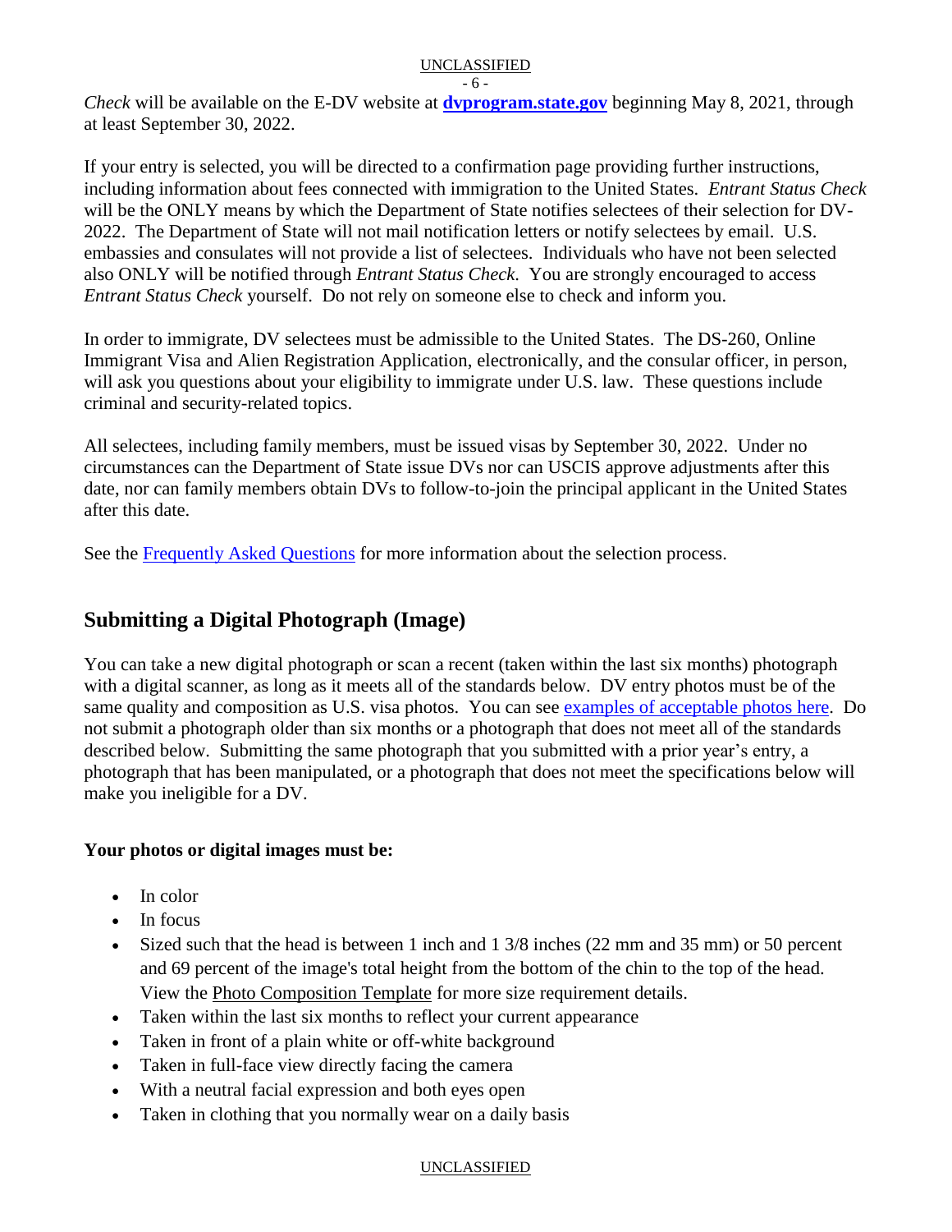*Check* will be available on the E-DV website at **dvprogram.state.gov** beginning May 8, 2021, through at least September 30, 2022.

If your entry is selected, you will be directed to a confirmation page providing further instructions, including information about fees connected with immigration to the United States. *Entrant Status Check* will be the ONLY means by which the Department of State notifies selectees of their selection for DV-2022. The Department of State will not mail notification letters or notify selectees by email. U.S. embassies and consulates will not provide a list of selectees. Individuals who have not been selected also ONLY will be notified through *Entrant Status Check*. You are strongly encouraged to access *Entrant Status Check* yourself. Do not rely on someone else to check and inform you.

In order to immigrate, DV selectees must be admissible to the United States. The DS-260, Online Immigrant Visa and Alien Registration Application, electronically, and the consular officer, in person, will ask you questions about your eligibility to immigrate under U.S. law. These questions include criminal and security-related topics.

All selectees, including family members, must be issued visas by September 30, 2022. Under no circumstances can the Department of State issue DVs nor can USCIS approve adjustments after this date, nor can family members obtain DVs to follow-to-join the principal applicant in the United States after this date.

See the Frequently Asked Questions for more information about the selection process.

## Submitting a Digital Photograph (Image)

You can take a new digital photograph or scan a recent (taken within the last six months) photograph with a digital scanner, as long as it meets all of the standards below. DV entry photos must be of the same quality and composition as U.S. visa photos. You can see examples of acceptable photos here. Do not submit a photograph older than six months or a photograph that does not meet all of the standards described below. Submitting the same photograph that you submitted with a prior year's entry, a photograph that has been manipulated, or a photograph that does not meet the specifications below will make you ineligible for a DV.

**Your photos or digital images must be:**

- In color
- In focus
- Sized such that the head is between 1 inch and 1 3/8 inches (22 mm and 35 mm) or 50 percent and 69 percent of the image's total height from the bottom of the chin to the top of the head. View the Photo Composition Template for more size requirement details.
- Taken within the last six months to reflect your current appearance
- Taken in front of a plain white or off-white background
- Taken in full-face view directly facing the camera
- With a neutral facial expression and both eyes open
- Taken in clothing that you normally wear on a daily basis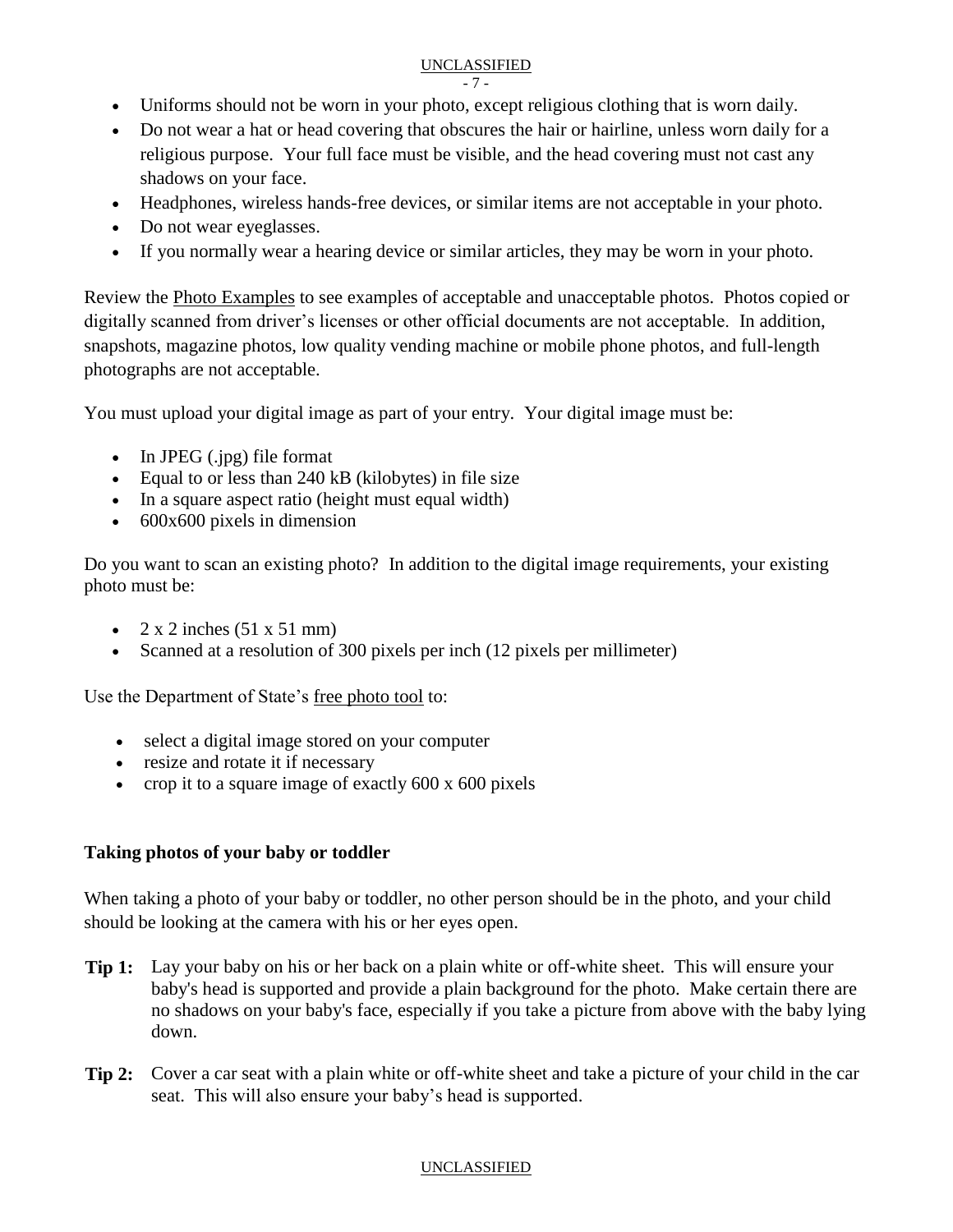- Uniforms should not be worn in your photo, except religious clothing that is worn daily.
- Do not wear a hat or head covering that obscures the hair or hairline, unless worn daily for a religious purpose. Your full face must be visible, and the head covering must not cast any shadows on your face.
- Headphones, wireless hands-free devices, or similar items are not acceptable in your photo.
- Do not wear eyeglasses.
- If you normally wear a hearing device or similar articles, they may be worn in your photo.

Review the Photo Examples to see examples of acceptable and unacceptable photos. Photos copied or digitally scanned from driver's licenses or other official documents are not acceptable. In addition, snapshots, magazine photos, low quality vending machine or mobile phone photos, and full-length photographs are not acceptable.

You must upload your digital image as part of your entry. Your digital image must be:

- In JPEG (.jpg) file format
- Equal to or less than 240 kB (kilobytes) in file size
- In a square aspect ratio (height must equal width)
- 600x600 pixels in dimension

Do you want to scan an existing photo? In addition to the digital image requirements, your existing photo must be:

- 2 x 2 inches (51 x 51 mm)
- Scanned at a resolution of 300 pixels per inch (12 pixels per millimeter)

Use the Department of State's free photo tool to:

- select a digital image stored on your computer
- resize and rotate it if necessary
- crop it to a square image of exactly 600 x 600 pixels

**Taking photos of your baby or toddler**

When taking a photo of your baby or toddler, no other person should be in the photo, and your child should be looking at the camera with his or her eyes open.

**Tip 1:** Lay your baby on his or her back on a plain white or off-white sheet. This will ensure your baby's head is supported and provide a plain background for the photo. Make certain there are no shadows on your baby's face, especially if you take a picture from above with the baby lying down.

**Tip 2:** Cover a car seat with a plain white or off-white sheet and take a picture of your child in the car seat. This will also ensure your baby's head is supported.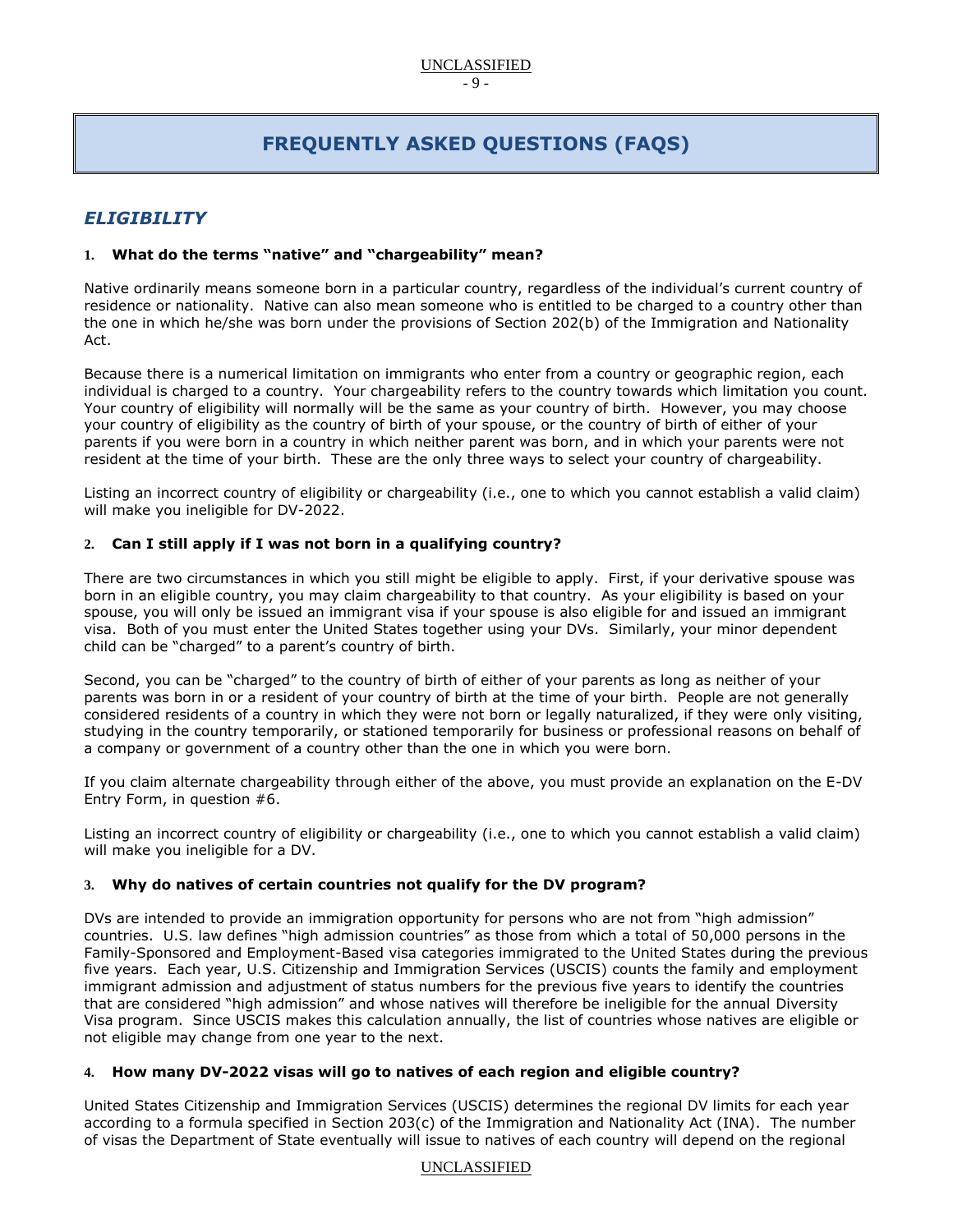# FREQUENTLY ASKED QUESTIONS (FAQS)

## *ELIGIBILITY*

### 1. What do the terms "native" and "chargeability" mean?

Native ordinarily means someone born in a particular country, regardless of the individual's current country of residence or nationality. Native can also mean someone who is entitled to be charged to a country other than the one in which he/she was born under the provisions of Section 202(b) of the Immigration and Nationality Act.

Because there is a numerical limitation on immigrants who enter from a country or geographic region, each individual is charged to a country. Your chargeability refers to the country towards which limitation you count. Your country of eligibility will normally will be the same as your country of birth. However, you may choose your country of eligibility as the country of birth of your spouse, or the country of birth of either of your parents if you were born in a country in which neither parent was born, and in which your parents were not resident at the time of your birth. These are the only three ways to select your country of chargeability.

Listing an incorrect country of eligibility or chargeability (i.e., one to which you cannot establish a valid claim) will make you ineligible for DV-2022.

### 2. Can I still apply if I was not born in a qualifying country?

There are two circumstances in which you still might be eligible to apply. First, if your derivative spouse was born in an eligible country, you may claim chargeability to that country. As your eligibility is based on your spouse, you will only be issued an immigrant visa if your spouse is also eligible for and issued an immigrant visa. Both of you must enter the United States together using your DVs. Similarly, your minor dependent child can be "charged" to a parent's country of birth.

Second, you can be "charged" to the country of birth of either of your parents as long as neither of your parents was born in or a resident of your country of birth at the time of your birth. People are not generally considered residents of a country in which they were not born or legally naturalized, if they were only visiting, studying in the country temporarily, or stationed temporarily for business or professional reasons on behalf of a company or government of a country other than the one in which you were born.

If you claim alternate chargeability through either of the above, you must provide an explanation on the E-DV Entry Form, in question #6.

Listing an incorrect country of eligibility or chargeability (i.e., one to which you cannot establish a valid claim) will make you ineligible for a DV.

### 3. Why do natives of certain countries not qualify for the DV program?

DVs are intended to provide an immigration opportunity for persons who are not from "high admission" countries. U.S. law defines "high admission countries" as those from which a total of 50,000 persons in the Family-Sponsored and Employment-Based visa categories immigrated to the United States during the previous five years. Each year, U.S. Citizenship and Immigration Services (USCIS) counts the family and employment immigrant admission and adjustment of status numbers for the previous five years to identify the countries that are considered "high admission" and whose natives will therefore be ineligible for the annual Diversity Visa program. Since USCIS makes this calculation annually, the list of countries whose natives are eligible or not eligible may change from one year to the next.

### 4. How many DV-2022 visas will go to natives of each region and eligible country?

United States Citizenship and Immigration Services (USCIS) determines the regional DV limits for each year according to a formula specified in Section 203(c) of the Immigration and Nationality Act (INA). The number of visas the Department of State eventually will issue to natives of each country will depend on the regional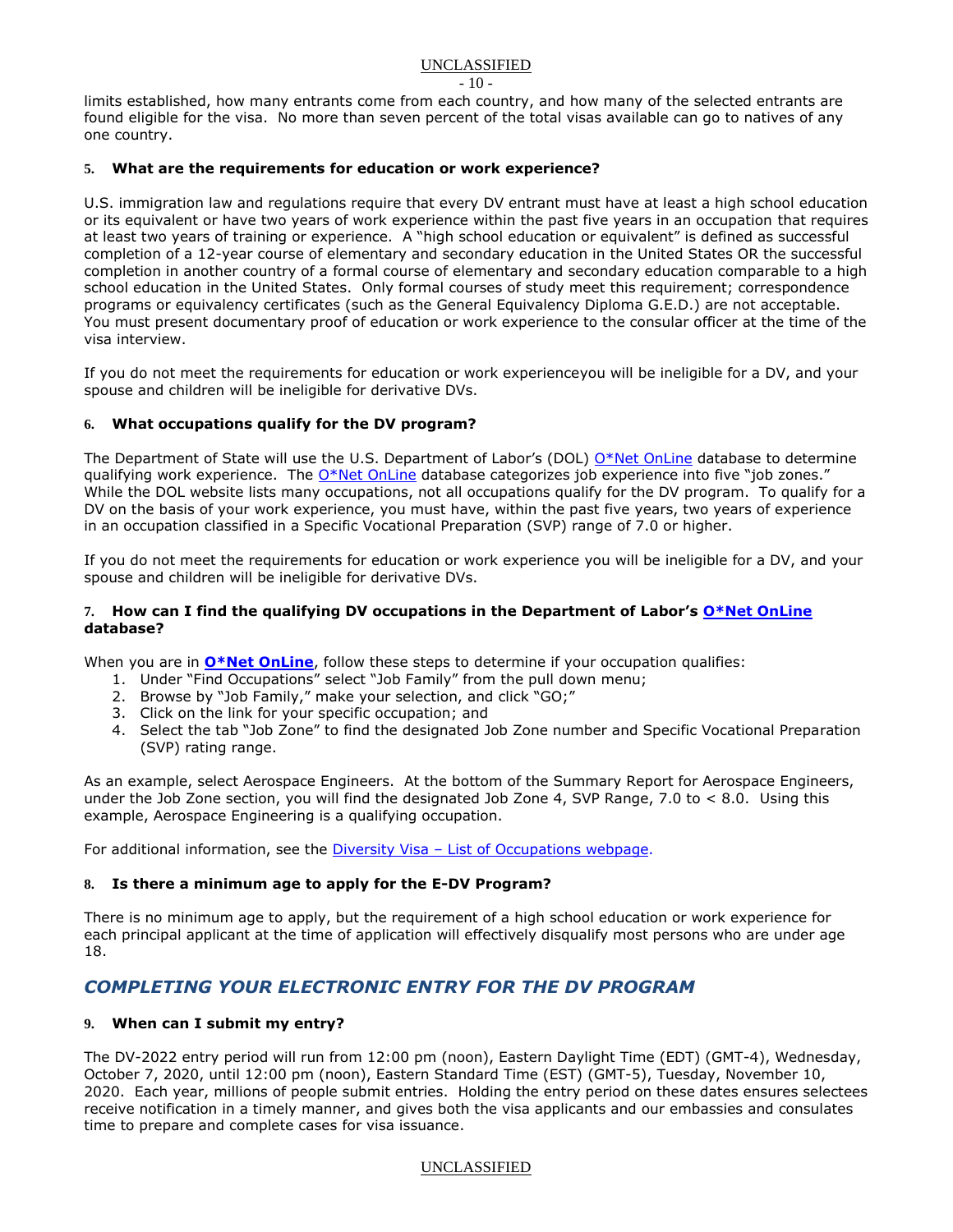limits established, how many entrants come from each country, and how many of the selected entrants are found eligible for the visa. No more than seven percent of the total visas available can go to natives of any one country.

### 5. What are the requirements for education or work experience?

U.S. immigration law and regulations require that every DV entrant must have at least a high school education or its equivalent or have two years of work experience within the past five years in an occupation that requires at least two years of training or experience. A "high school education or equivalent" is defined as successful completion of a 12-year course of elementary and secondary education in the United States OR the successful completion in another country of a formal course of elementary and secondary education comparable to a high school education in the United States. Only formal courses of study meet this requirement; correspondence programs or equivalency certificates (such as the General Equivalency Diploma G.E.D.) are not acceptable. You must present documentary proof of education or work experience to the consular officer at the time of the visa interview.

If you do not meet the requirements for education or work experienceyou will be ineligible for a DV, and your spouse and children will be ineligible for derivative DVs.

### 6. What occupations qualify for the DV program?

The Department of State will use the U.S. Department of Labor's (DOL) O*Net OnLine database to determine qualifying work experience. The O*Net OnLine database categorizes job experience into five "job zones." While the DOL website lists many occupations, not all occupations qualify for the DV program. To qualify for a DV on the basis of your work experience, you must have, within the past five years, two years of experience in an occupation classified in a Specific Vocational Preparation (SVP) range of 7.0 or higher.

If you do not meet the requirements for education or work experience you will be ineligible for a DV, and your spouse and children will be ineligible for derivative DVs.

### 7. How can I find the qualifying DV occupations in the Department of Labor's O*Net OnLine database?

When you are in **O*Net OnLine**, follow these steps to determine if your occupation qualifies:

1. Under "Find Occupations" select "Job Family" from the pull down menu;
2. Browse by "Job Family," make your selection, and click "GO;"
3. Click on the link for your specific occupation; and
4. Select the tab "Job Zone" to find the designated Job Zone number and Specific Vocational Preparation (SVP) rating range.

As an example, select Aerospace Engineers. At the bottom of the Summary Report for Aerospace Engineers, under the Job Zone section, you will find the designated Job Zone 4, SVP Range, 7.0 to < 8.0. Using this example, Aerospace Engineering is a qualifying occupation.

For additional information, see the Diversity Visa – List of Occupations webpage.

### 8. Is there a minimum age to apply for the E-DV Program?

There is no minimum age to apply, but the requirement of a high school education or work experience for each principal applicant at the time of application will effectively disqualify most persons who are under age 18.

## *COMPLETING YOUR ELECTRONIC ENTRY FOR THE DV PROGRAM*

### 9. When can I submit my entry?

The DV-2022 entry period will run from 12:00 pm (noon), Eastern Daylight Time (EDT) (GMT-4), Wednesday, October 7, 2020, until 12:00 pm (noon), Eastern Standard Time (EST) (GMT-5), Tuesday, November 10, 2020. Each year, millions of people submit entries. Holding the entry period on these dates ensures selectees receive notification in a timely manner, and gives both the visa applicants and our embassies and consulates time to prepare and complete cases for visa issuance.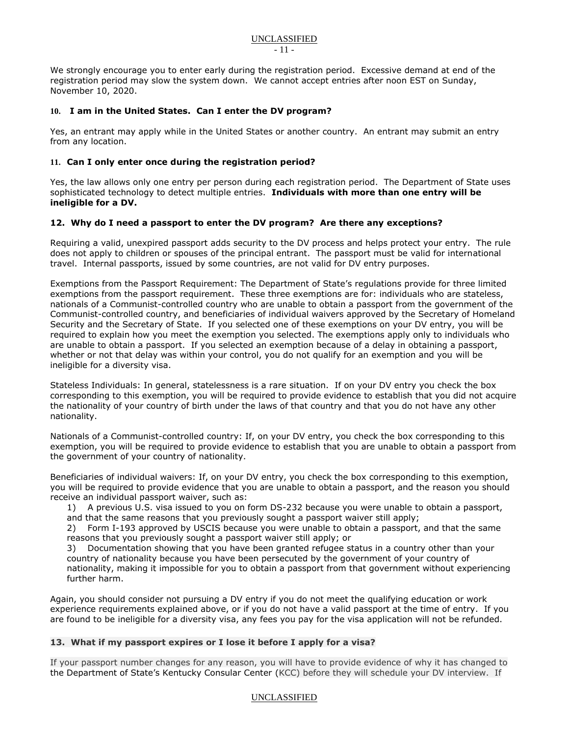We strongly encourage you to enter early during the registration period. Excessive demand at end of the registration period may slow the system down. We cannot accept entries after noon EST on Sunday, November 10, 2020.

### 10. I am in the United States. Can I enter the DV program?

Yes, an entrant may apply while in the United States or another country. An entrant may submit an entry from any location.

### 11. Can I only enter once during the registration period?

Yes, the law allows only one entry per person during each registration period. The Department of State uses sophisticated technology to detect multiple entries. **Individuals with more than one entry will be ineligible for a DV.**

### 12. Why do I need a passport to enter the DV program? Are there any exceptions?

Requiring a valid, unexpired passport adds security to the DV process and helps protect your entry. The rule does not apply to children or spouses of the principal entrant. The passport must be valid for international travel. Internal passports, issued by some countries, are not valid for DV entry purposes.

Exemptions from the Passport Requirement: The Department of State's regulations provide for three limited exemptions from the passport requirement. These three exemptions are for: individuals who are stateless, nationals of a Communist-controlled country who are unable to obtain a passport from the government of the Communist-controlled country, and beneficiaries of individual waivers approved by the Secretary of Homeland Security and the Secretary of State. If you selected one of these exemptions on your DV entry, you will be required to explain how you meet the exemption you selected. The exemptions apply only to individuals who are unable to obtain a passport. If you selected an exemption because of a delay in obtaining a passport, whether or not that delay was within your control, you do not qualify for an exemption and you will be ineligible for a diversity visa.

Stateless Individuals: In general, statelessness is a rare situation. If on your DV entry you check the box corresponding to this exemption, you will be required to provide evidence to establish that you did not acquire the nationality of your country of birth under the laws of that country and that you do not have any other nationality.

Nationals of a Communist-controlled country: If, on your DV entry, you check the box corresponding to this exemption, you will be required to provide evidence to establish that you are unable to obtain a passport from the government of your country of nationality.

Beneficiaries of individual waivers: If, on your DV entry, you check the box corresponding to this exemption, you will be required to provide evidence that you are unable to obtain a passport, and the reason you should receive an individual passport waiver, such as:

1) A previous U.S. visa issued to you on form DS-232 because you were unable to obtain a passport, and that the same reasons that you previously sought a passport waiver still apply;
2) Form I-193 approved by USCIS because you were unable to obtain a passport, and that the same reasons that you previously sought a passport waiver still apply; or
3) Documentation showing that you have been granted refugee status in a country other than your country of nationality because you have been persecuted by the government of your country of nationality, making it impossible for you to obtain a passport from that government without experiencing further harm.

Again, you should consider not pursuing a DV entry if you do not meet the qualifying education or work experience requirements explained above, or if you do not have a valid passport at the time of entry. If you are found to be ineligible for a diversity visa, any fees you pay for the visa application will not be refunded.

### 13. What if my passport expires or I lose it before I apply for a visa?

If your passport number changes for any reason, you will have to provide evidence of why it has changed to the Department of State's Kentucky Consular Center (KCC) before they will schedule your DV interview. If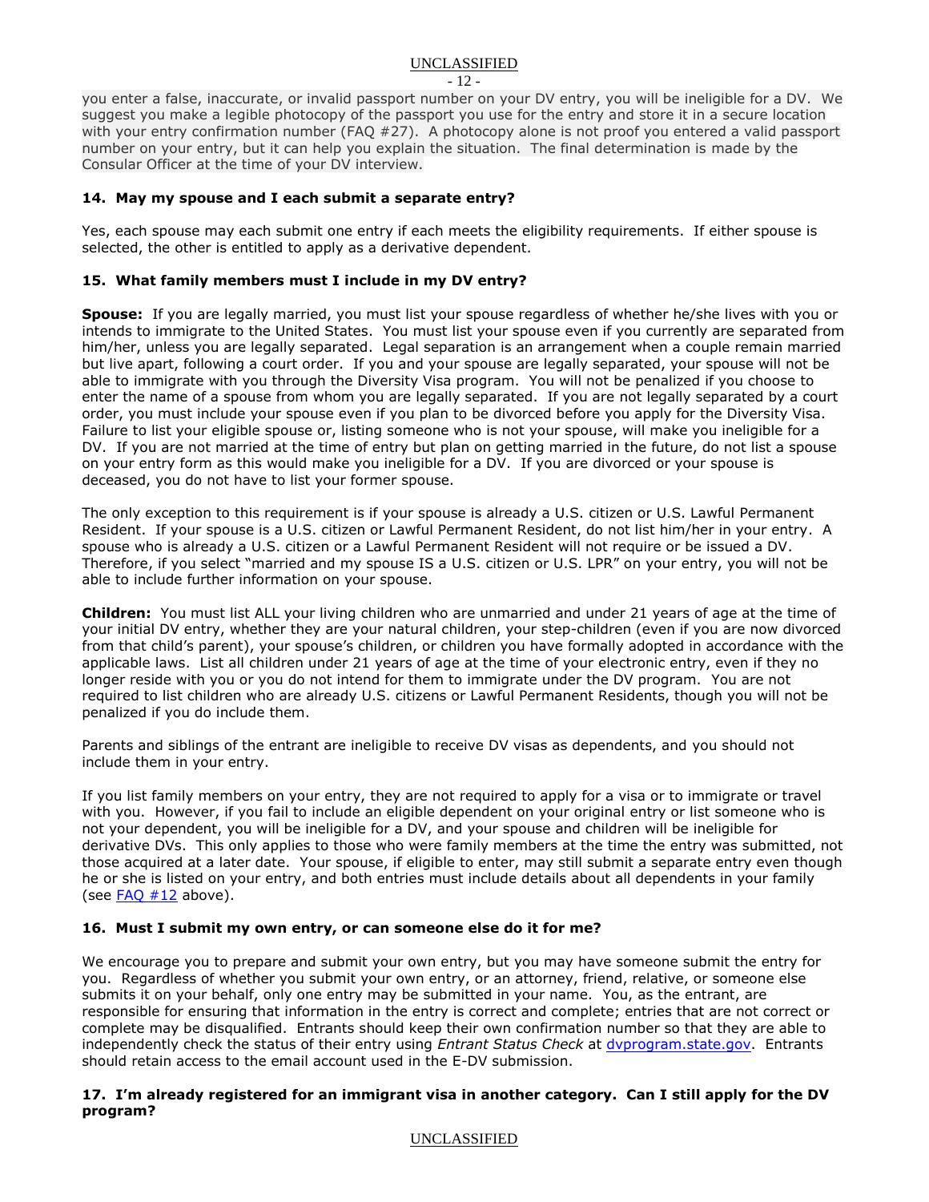you enter a false, inaccurate, or invalid passport number on your DV entry, you will be ineligible for a DV. We suggest you make a legible photocopy of the passport you use for the entry and store it in a secure location with your entry confirmation number (FAQ #27). A photocopy alone is not proof you entered a valid passport number on your entry, but it can help you explain the situation. The final determination is made by the Consular Officer at the time of your DV interview.

### 14. May my spouse and I each submit a separate entry?

Yes, each spouse may each submit one entry if each meets the eligibility requirements. If either spouse is selected, the other is entitled to apply as a derivative dependent.

### 15. What family members must I include in my DV entry?

**Spouse:** If you are legally married, you must list your spouse regardless of whether he/she lives with you or intends to immigrate to the United States. You must list your spouse even if you currently are separated from him/her, unless you are legally separated. Legal separation is an arrangement when a couple remain married but live apart, following a court order. If you and your spouse are legally separated, your spouse will not be able to immigrate with you through the Diversity Visa program. You will not be penalized if you choose to enter the name of a spouse from whom you are legally separated. If you are not legally separated by a court order, you must include your spouse even if you plan to be divorced before you apply for the Diversity Visa. Failure to list your eligible spouse or, listing someone who is not your spouse, will make you ineligible for a DV. If you are not married at the time of entry but plan on getting married in the future, do not list a spouse on your entry form as this would make you ineligible for a DV. If you are divorced or your spouse is deceased, you do not have to list your former spouse.

The only exception to this requirement is if your spouse is already a U.S. citizen or U.S. Lawful Permanent Resident. If your spouse is a U.S. citizen or Lawful Permanent Resident, do not list him/her in your entry. A spouse who is already a U.S. citizen or a Lawful Permanent Resident will not require or be issued a DV. Therefore, if you select "married and my spouse IS a U.S. citizen or U.S. LPR" on your entry, you will not be able to include further information on your spouse.

**Children:** You must list ALL your living children who are unmarried and under 21 years of age at the time of your initial DV entry, whether they are your natural children, your step-children (even if you are now divorced from that child's parent), your spouse's children, or children you have formally adopted in accordance with the applicable laws. List all children under 21 years of age at the time of your electronic entry, even if they no longer reside with you or you do not intend for them to immigrate under the DV program. You are not required to list children who are already U.S. citizens or Lawful Permanent Residents, though you will not be penalized if you do include them.

Parents and siblings of the entrant are ineligible to receive DV visas as dependents, and you should not include them in your entry.

If you list family members on your entry, they are not required to apply for a visa or to immigrate or travel with you. However, if you fail to include an eligible dependent on your original entry or list someone who is not your dependent, you will be ineligible for a DV, and your spouse and children will be ineligible for derivative DVs. This only applies to those who were family members at the time the entry was submitted, not those acquired at a later date. Your spouse, if eligible to enter, may still submit a separate entry even though he or she is listed on your entry, and both entries must include details about all dependents in your family (see FAQ #12 above).

### 16. Must I submit my own entry, or can someone else do it for me?

We encourage you to prepare and submit your own entry, but you may have someone submit the entry for you. Regardless of whether you submit your own entry, or an attorney, friend, relative, or someone else submits it on your behalf, only one entry may be submitted in your name. You, as the entrant, are responsible for ensuring that information in the entry is correct and complete; entries that are not correct or complete may be disqualified. Entrants should keep their own confirmation number so that they are able to independently check the status of their entry using *Entrant Status Check* at dvprogram.state.gov. Entrants should retain access to the email account used in the E-DV submission.

### 17. I'm already registered for an immigrant visa in another category. Can I still apply for the DV program?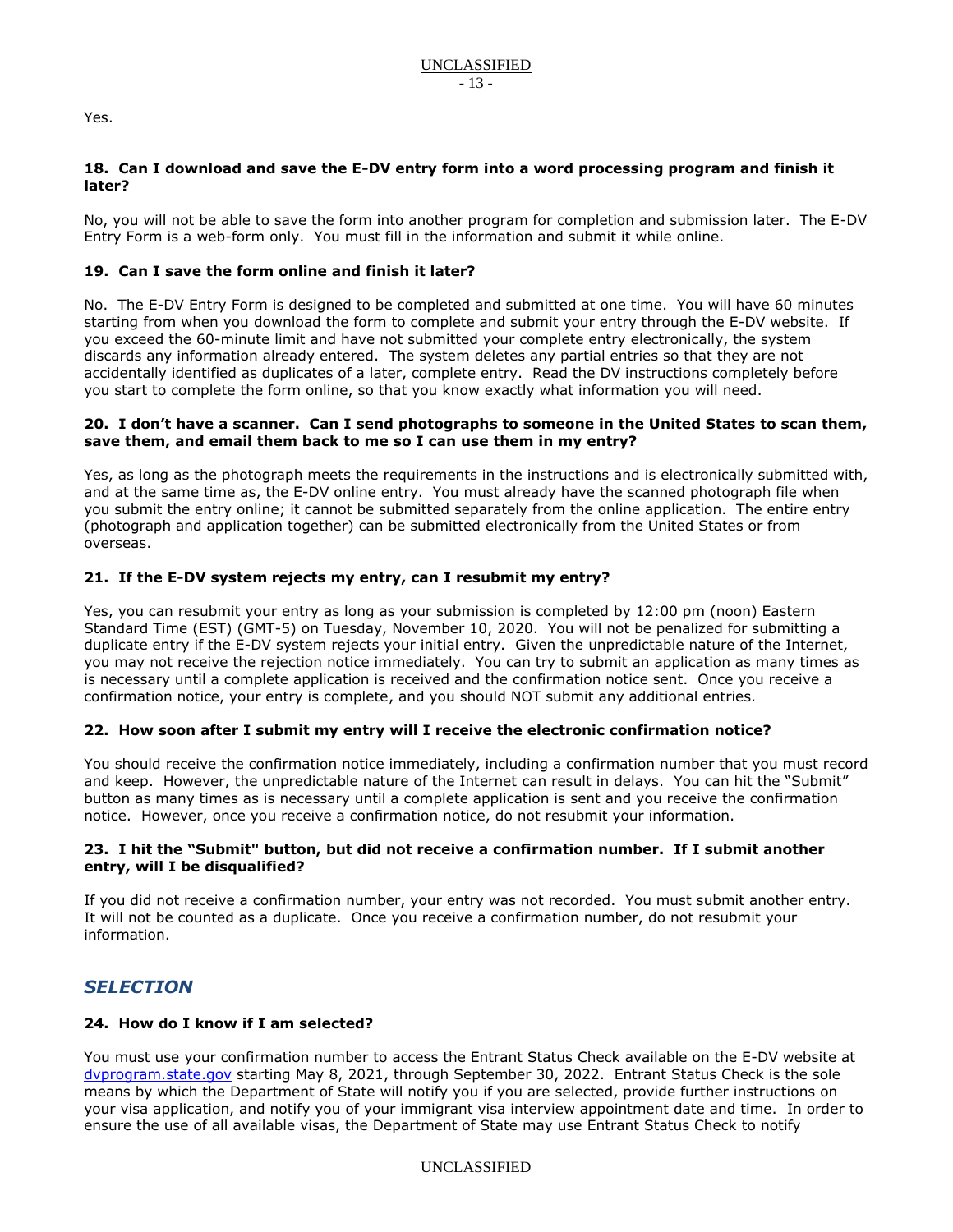Yes.

**18. Can I download and save the E-DV entry form into a word processing program and finish it later?**

No, you will not be able to save the form into another program for completion and submission later. The E-DV Entry Form is a web-form only. You must fill in the information and submit it while online.

**19. Can I save the form online and finish it later?**

No. The E-DV Entry Form is designed to be completed and submitted at one time. You will have 60 minutes starting from when you download the form to complete and submit your entry through the E-DV website. If you exceed the 60-minute limit and have not submitted your complete entry electronically, the system discards any information already entered. The system deletes any partial entries so that they are not accidentally identified as duplicates of a later, complete entry. Read the DV instructions completely before you start to complete the form online, so that you know exactly what information you will need.

**20. I don't have a scanner. Can I send photographs to someone in the United States to scan them, save them, and email them back to me so I can use them in my entry?**

Yes, as long as the photograph meets the requirements in the instructions and is electronically submitted with, and at the same time as, the E-DV online entry. You must already have the scanned photograph file when you submit the entry online; it cannot be submitted separately from the online application. The entire entry (photograph and application together) can be submitted electronically from the United States or from overseas.

**21. If the E-DV system rejects my entry, can I resubmit my entry?**

Yes, you can resubmit your entry as long as your submission is completed by 12:00 pm (noon) Eastern Standard Time (EST) (GMT-5) on Tuesday, November 10, 2020. You will not be penalized for submitting a duplicate entry if the E-DV system rejects your initial entry. Given the unpredictable nature of the Internet, you may not receive the rejection notice immediately. You can try to submit an application as many times as is necessary until a complete application is received and the confirmation notice sent. Once you receive a confirmation notice, your entry is complete, and you should NOT submit any additional entries.

**22. How soon after I submit my entry will I receive the electronic confirmation notice?**

You should receive the confirmation notice immediately, including a confirmation number that you must record and keep. However, the unpredictable nature of the Internet can result in delays. You can hit the "Submit" button as many times as is necessary until a complete application is sent and you receive the confirmation notice. However, once you receive a confirmation notice, do not resubmit your information.

**23. I hit the "Submit" button, but did not receive a confirmation number. If I submit another entry, will I be disqualified?**

If you did not receive a confirmation number, your entry was not recorded. You must submit another entry. It will not be counted as a duplicate. Once you receive a confirmation number, do not resubmit your information.

## *SELECTION*

**24. How do I know if I am selected?**

You must use your confirmation number to access the Entrant Status Check available on the E-DV website at [dvprogram.state.gov](dvprogram.state.gov) starting May 8, 2021, through September 30, 2022. Entrant Status Check is the sole means by which the Department of State will notify you if you are selected, provide further instructions on your visa application, and notify you of your immigrant visa interview appointment date and time. In order to ensure the use of all available visas, the Department of State may use Entrant Status Check to notify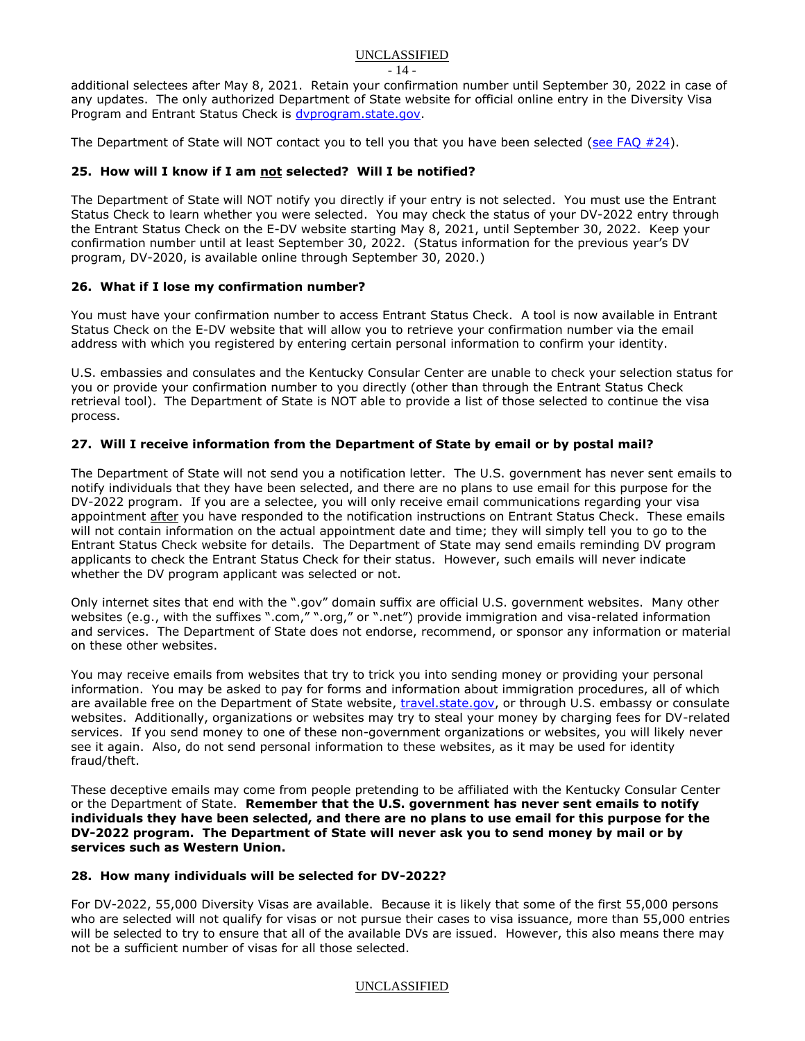additional selectees after May 8, 2021. Retain your confirmation number until September 30, 2022 in case of any updates. The only authorized Department of State website for official online entry in the Diversity Visa Program and Entrant Status Check is dvprogram.state.gov.

The Department of State will NOT contact you to tell you that you have been selected (see FAQ #24).

### 25. How will I know if I am not selected? Will I be notified?

The Department of State will NOT notify you directly if your entry is not selected. You must use the Entrant Status Check to learn whether you were selected. You may check the status of your DV-2022 entry through the Entrant Status Check on the E-DV website starting May 8, 2021, until September 30, 2022. Keep your confirmation number until at least September 30, 2022. (Status information for the previous year's DV program, DV-2020, is available online through September 30, 2020.)

### 26. What if I lose my confirmation number?

You must have your confirmation number to access Entrant Status Check. A tool is now available in Entrant Status Check on the E-DV website that will allow you to retrieve your confirmation number via the email address with which you registered by entering certain personal information to confirm your identity.

U.S. embassies and consulates and the Kentucky Consular Center are unable to check your selection status for you or provide your confirmation number to you directly (other than through the Entrant Status Check retrieval tool). The Department of State is NOT able to provide a list of those selected to continue the visa process.

### 27. Will I receive information from the Department of State by email or by postal mail?

The Department of State will not send you a notification letter. The U.S. government has never sent emails to notify individuals that they have been selected, and there are no plans to use email for this purpose for the DV-2022 program. If you are a selectee, you will only receive email communications regarding your visa appointment after you have responded to the notification instructions on Entrant Status Check. These emails will not contain information on the actual appointment date and time; they will simply tell you to go to the Entrant Status Check website for details. The Department of State may send emails reminding DV program applicants to check the Entrant Status Check for their status. However, such emails will never indicate whether the DV program applicant was selected or not.

Only internet sites that end with the ".gov" domain suffix are official U.S. government websites. Many other websites (e.g., with the suffixes ".com," ".org," or ".net") provide immigration and visa-related information and services. The Department of State does not endorse, recommend, or sponsor any information or material on these other websites.

You may receive emails from websites that try to trick you into sending money or providing your personal information. You may be asked to pay for forms and information about immigration procedures, all of which are available free on the Department of State website, travel.state.gov, or through U.S. embassy or consulate websites. Additionally, organizations or websites may try to steal your money by charging fees for DV-related services. If you send money to one of these non-government organizations or websites, you will likely never see it again. Also, do not send personal information to these websites, as it may be used for identity fraud/theft.

These deceptive emails may come from people pretending to be affiliated with the Kentucky Consular Center or the Department of State. **Remember that the U.S. government has never sent emails to notify individuals they have been selected, and there are no plans to use email for this purpose for the DV-2022 program. The Department of State will never ask you to send money by mail or by services such as Western Union.**

### 28. How many individuals will be selected for DV-2022?

For DV-2022, 55,000 Diversity Visas are available. Because it is likely that some of the first 55,000 persons who are selected will not qualify for visas or not pursue their cases to visa issuance, more than 55,000 entries will be selected to try to ensure that all of the available DVs are issued. However, this also means there may not be a sufficient number of visas for all those selected.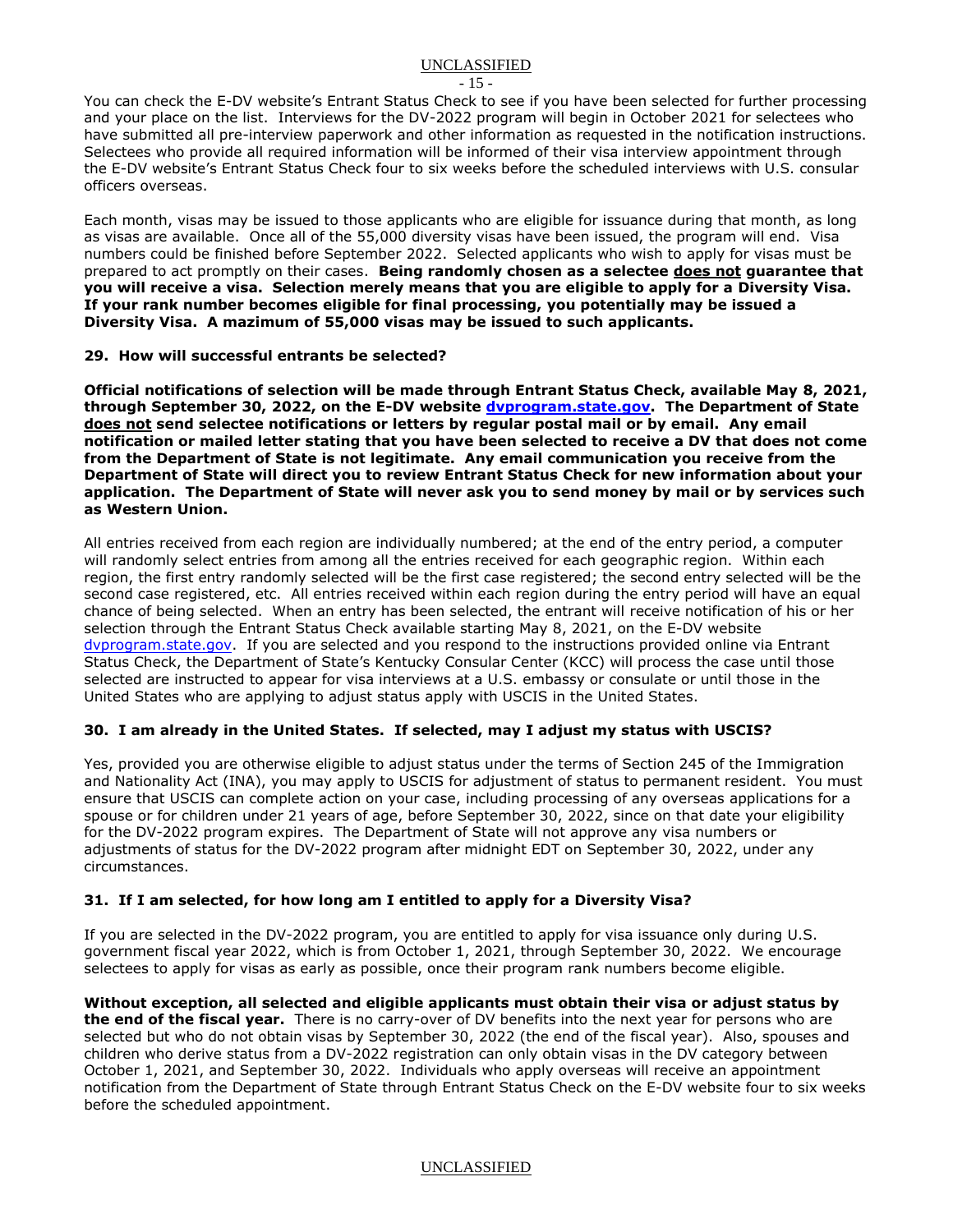You can check the E-DV website's Entrant Status Check to see if you have been selected for further processing and your place on the list. Interviews for the DV-2022 program will begin in October 2021 for selectees who have submitted all pre-interview paperwork and other information as requested in the notification instructions. Selectees who provide all required information will be informed of their visa interview appointment through the E-DV website's Entrant Status Check four to six weeks before the scheduled interviews with U.S. consular officers overseas.

Each month, visas may be issued to those applicants who are eligible for issuance during that month, as long as visas are available. Once all of the 55,000 diversity visas have been issued, the program will end. Visa numbers could be finished before September 2022. Selected applicants who wish to apply for visas must be prepared to act promptly on their cases. **Being randomly chosen as a selectee does not guarantee that you will receive a visa. Selection merely means that you are eligible to apply for a Diversity Visa. If your rank number becomes eligible for final processing, you potentially may be issued a Diversity Visa. A mazimum of 55,000 visas may be issued to such applicants.**

### 29. How will successful entrants be selected?

**Official notifications of selection will be made through Entrant Status Check, available May 8, 2021, through September 30, 2022, on the E-DV website dvprogram.state.gov. The Department of State does not send selectee notifications or letters by regular postal mail or by email. Any email notification or mailed letter stating that you have been selected to receive a DV that does not come from the Department of State is not legitimate. Any email communication you receive from the Department of State will direct you to review Entrant Status Check for new information about your application. The Department of State will never ask you to send money by mail or by services such as Western Union.**

All entries received from each region are individually numbered; at the end of the entry period, a computer will randomly select entries from among all the entries received for each geographic region. Within each region, the first entry randomly selected will be the first case registered; the second entry selected will be the second case registered, etc. All entries received within each region during the entry period will have an equal chance of being selected. When an entry has been selected, the entrant will receive notification of his or her selection through the Entrant Status Check available starting May 8, 2021, on the E-DV website dvprogram.state.gov. If you are selected and you respond to the instructions provided online via Entrant Status Check, the Department of State's Kentucky Consular Center (KCC) will process the case until those selected are instructed to appear for visa interviews at a U.S. embassy or consulate or until those in the United States who are applying to adjust status apply with USCIS in the United States.

### 30. I am already in the United States. If selected, may I adjust my status with USCIS?

Yes, provided you are otherwise eligible to adjust status under the terms of Section 245 of the Immigration and Nationality Act (INA), you may apply to USCIS for adjustment of status to permanent resident. You must ensure that USCIS can complete action on your case, including processing of any overseas applications for a spouse or for children under 21 years of age, before September 30, 2022, since on that date your eligibility for the DV-2022 program expires. The Department of State will not approve any visa numbers or adjustments of status for the DV-2022 program after midnight EDT on September 30, 2022, under any circumstances.

### 31. If I am selected, for how long am I entitled to apply for a Diversity Visa?

If you are selected in the DV-2022 program, you are entitled to apply for visa issuance only during U.S. government fiscal year 2022, which is from October 1, 2021, through September 30, 2022. We encourage selectees to apply for visas as early as possible, once their program rank numbers become eligible.

**Without exception, all selected and eligible applicants must obtain their visa or adjust status by the end of the fiscal year.** There is no carry-over of DV benefits into the next year for persons who are selected but who do not obtain visas by September 30, 2022 (the end of the fiscal year). Also, spouses and children who derive status from a DV-2022 registration can only obtain visas in the DV category between October 1, 2021, and September 30, 2022. Individuals who apply overseas will receive an appointment notification from the Department of State through Entrant Status Check on the E-DV website four to six weeks before the scheduled appointment.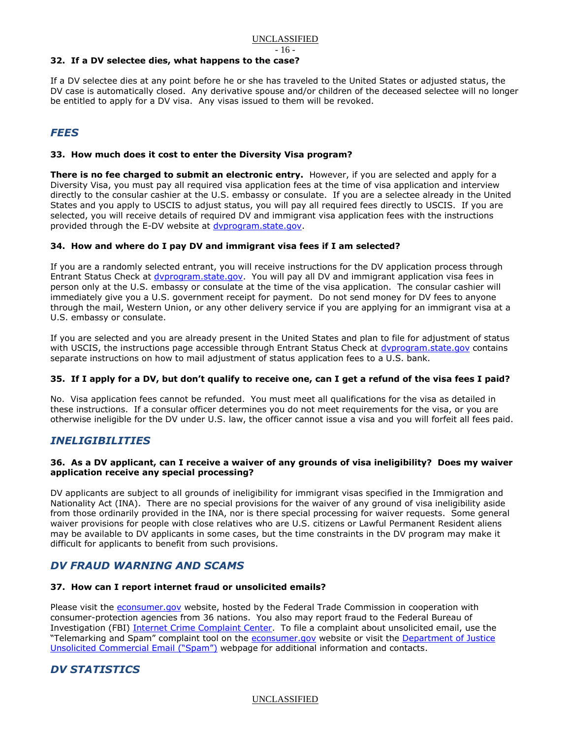**32. If a DV selectee dies, what happens to the case?**

If a DV selectee dies at any point before he or she has traveled to the United States or adjusted status, the DV case is automatically closed. Any derivative spouse and/or children of the deceased selectee will no longer be entitled to apply for a DV visa. Any visas issued to them will be revoked.

## *FEES*

**33. How much does it cost to enter the Diversity Visa program?**

**There is no fee charged to submit an electronic entry.** However, if you are selected and apply for a Diversity Visa, you must pay all required visa application fees at the time of visa application and interview directly to the consular cashier at the U.S. embassy or consulate. If you are a selectee already in the United States and you apply to USCIS to adjust status, you will pay all required fees directly to USCIS. If you are selected, you will receive details of required DV and immigrant visa application fees with the instructions provided through the E-DV website at [dvprogram.state.gov](dvprogram.state.gov).

**34. How and where do I pay DV and immigrant visa fees if I am selected?**

If you are a randomly selected entrant, you will receive instructions for the DV application process through Entrant Status Check at [dvprogram.state.gov](dvprogram.state.gov). You will pay all DV and immigrant application visa fees in person only at the U.S. embassy or consulate at the time of the visa application. The consular cashier will immediately give you a U.S. government receipt for payment. Do not send money for DV fees to anyone through the mail, Western Union, or any other delivery service if you are applying for an immigrant visa at a U.S. embassy or consulate.

If you are selected and you are already present in the United States and plan to file for adjustment of status with USCIS, the instructions page accessible through Entrant Status Check at [dvprogram.state.gov](dvprogram.state.gov) contains separate instructions on how to mail adjustment of status application fees to a U.S. bank.

**35. If I apply for a DV, but don't qualify to receive one, can I get a refund of the visa fees I paid?**

No. Visa application fees cannot be refunded. You must meet all qualifications for the visa as detailed in these instructions. If a consular officer determines you do not meet requirements for the visa, or you are otherwise ineligible for the DV under U.S. law, the officer cannot issue a visa and you will forfeit all fees paid.

## *INELIGIBILITIES*

**36. As a DV applicant, can I receive a waiver of any grounds of visa ineligibility? Does my waiver application receive any special processing?**

DV applicants are subject to all grounds of ineligibility for immigrant visas specified in the Immigration and Nationality Act (INA). There are no special provisions for the waiver of any ground of visa ineligibility aside from those ordinarily provided in the INA, nor is there special processing for waiver requests. Some general waiver provisions for people with close relatives who are U.S. citizens or Lawful Permanent Resident aliens may be available to DV applicants in some cases, but the time constraints in the DV program may make it difficult for applicants to benefit from such provisions.

## *DV FRAUD WARNING AND SCAMS*

**37. How can I report internet fraud or unsolicited emails?**

Please visit the [econsumer.gov](econsumer.gov) website, hosted by the Federal Trade Commission in cooperation with consumer-protection agencies from 36 nations. You also may report fraud to the Federal Bureau of Investigation (FBI) Internet Crime Complaint Center. To file a complaint about unsolicited email, use the "Telemarking and Spam" complaint tool on the [econsumer.gov](econsumer.gov) website or visit the Department of Justice Unsolicited Commercial Email ("Spam") webpage for additional information and contacts.

## *DV STATISTICS*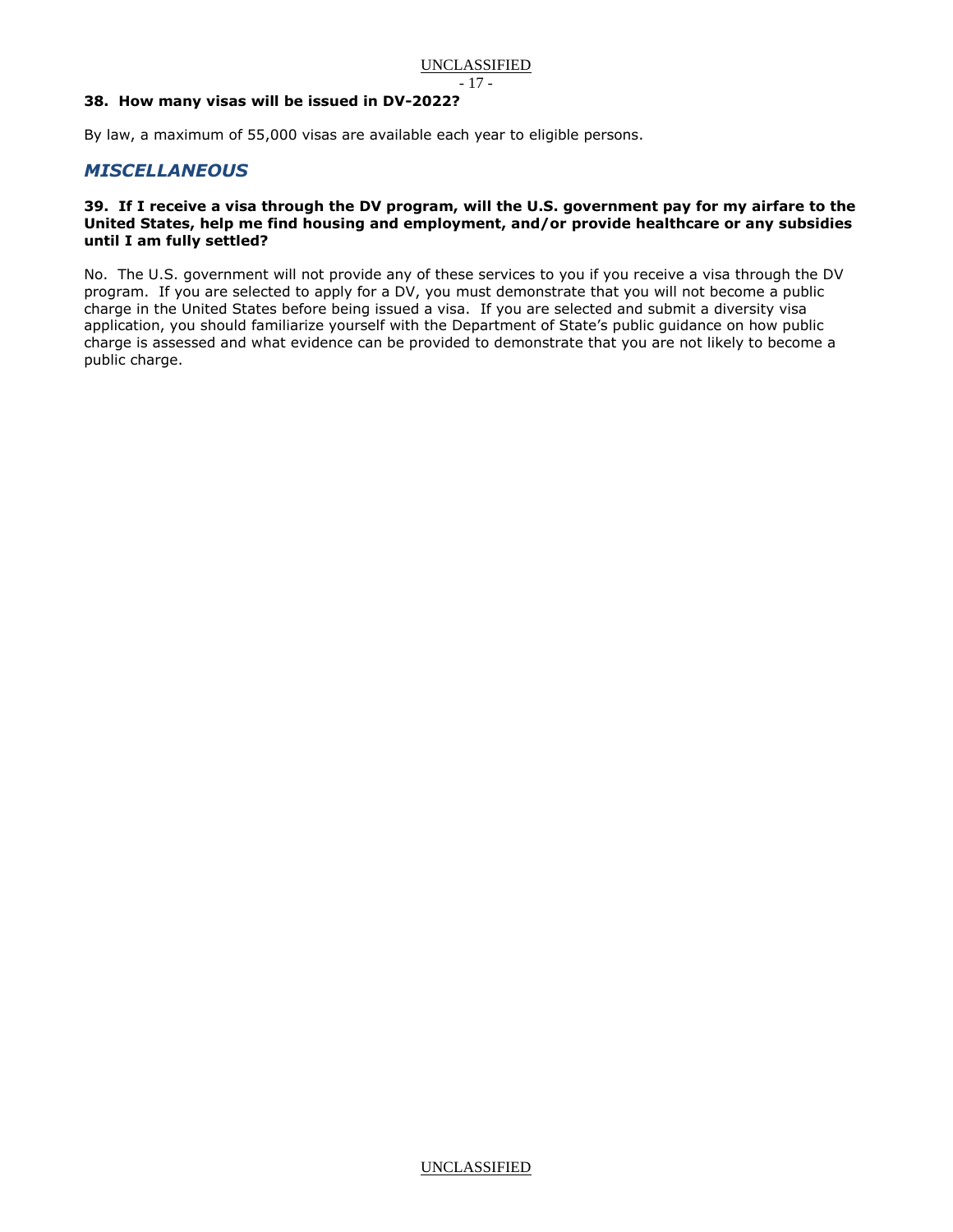**38. How many visas will be issued in DV-2022?**

By law, a maximum of 55,000 visas are available each year to eligible persons.

## *MISCELLANEOUS*

**39. If I receive a visa through the DV program, will the U.S. government pay for my airfare to the United States, help me find housing and employment, and/or provide healthcare or any subsidies until I am fully settled?**

No. The U.S. government will not provide any of these services to you if you receive a visa through the DV program. If you are selected to apply for a DV, you must demonstrate that you will not become a public charge in the United States before being issued a visa. If you are selected and submit a diversity visa application, you should familiarize yourself with the Department of State's public guidance on how public charge is assessed and what evidence can be provided to demonstrate that you are not likely to become a public charge.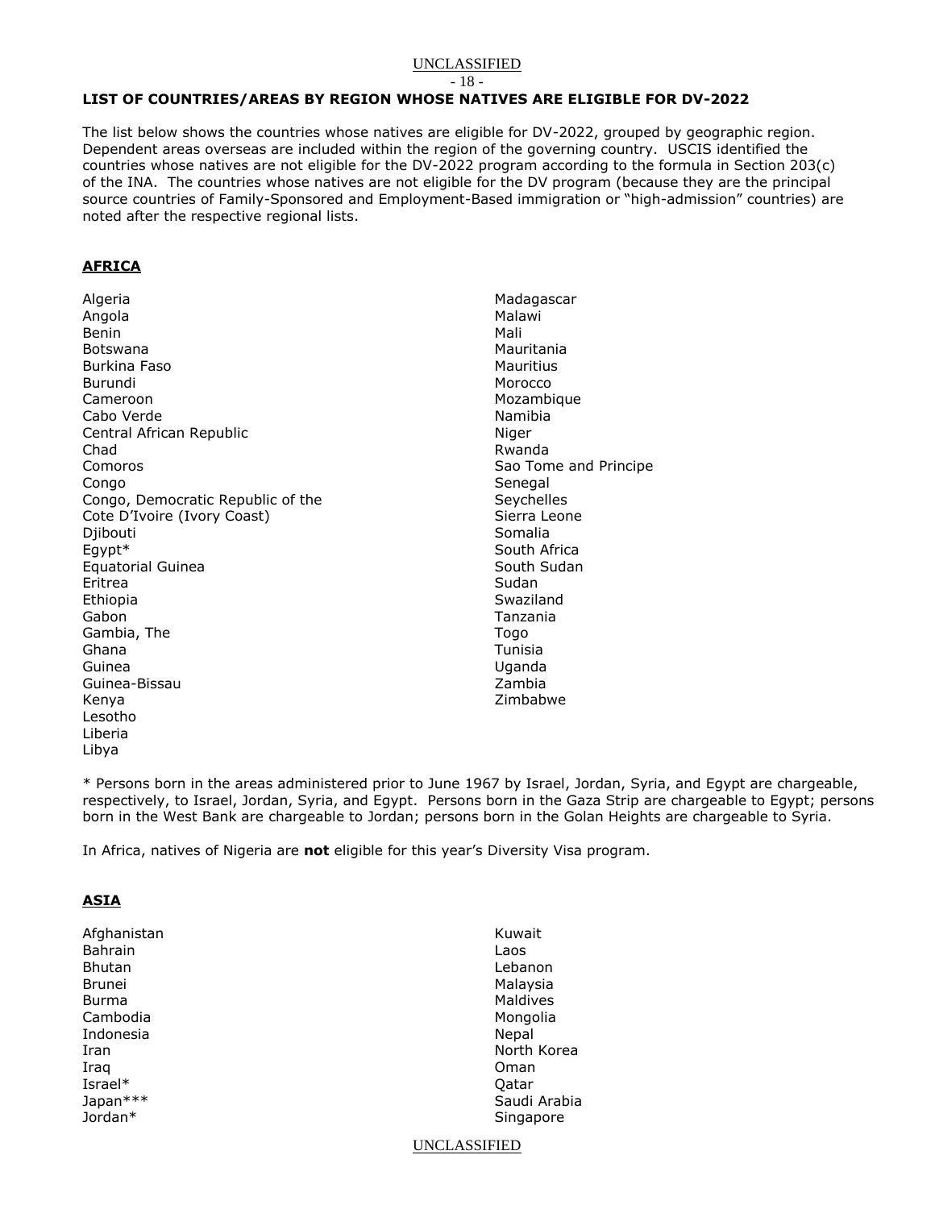**LIST OF COUNTRIES/AREAS BY REGION WHOSE NATIVES ARE ELIGIBLE FOR DV-2022**

The list below shows the countries whose natives are eligible for DV-2022, grouped by geographic region. Dependent areas overseas are included within the region of the governing country. USCIS identified the countries whose natives are not eligible for the DV-2022 program according to the formula in Section 203(c) of the INA. The countries whose natives are not eligible for the DV program (because they are the principal source countries of Family-Sponsored and Employment-Based immigration or "high-admission" countries) are noted after the respective regional lists.

## AFRICA

Algeria
Angola
Benin
Botswana
Burkina Faso
Burundi
Cameroon
Cabo Verde
Central African Republic
Chad
Comoros
Congo
Congo, Democratic Republic of the
Cote D'Ivoire (Ivory Coast)
Djibouti
Egypt*
Equatorial Guinea
Eritrea
Ethiopia
Gabon
Gambia, The
Ghana
Guinea
Guinea-Bissau
Kenya
Lesotho
Liberia
Libya
Madagascar
Malawi
Mali
Mauritania
Mauritius
Morocco
Mozambique
Namibia
Niger
Rwanda
Sao Tome and Principe
Senegal
Seychelles
Sierra Leone
Somalia
South Africa
South Sudan
Sudan
Swaziland
Tanzania
Togo
Tunisia
Uganda
Zambia
Zimbabwe

* Persons born in the areas administered prior to June 1967 by Israel, Jordan, Syria, and Egypt are chargeable, respectively, to Israel, Jordan, Syria, and Egypt. Persons born in the Gaza Strip are chargeable to Egypt; persons born in the West Bank are chargeable to Jordan; persons born in the Golan Heights are chargeable to Syria.

In Africa, natives of Nigeria are **not** eligible for this year's Diversity Visa program.

## ASIA

Afghanistan
Bahrain
Bhutan
Brunei
Burma
Cambodia
Indonesia
Iran
Iraq
Israel*
Japan***
Jordan*
Kuwait
Laos
Lebanon
Malaysia
Maldives
Mongolia
Nepal
North Korea
Oman
Qatar
Saudi Arabia
Singapore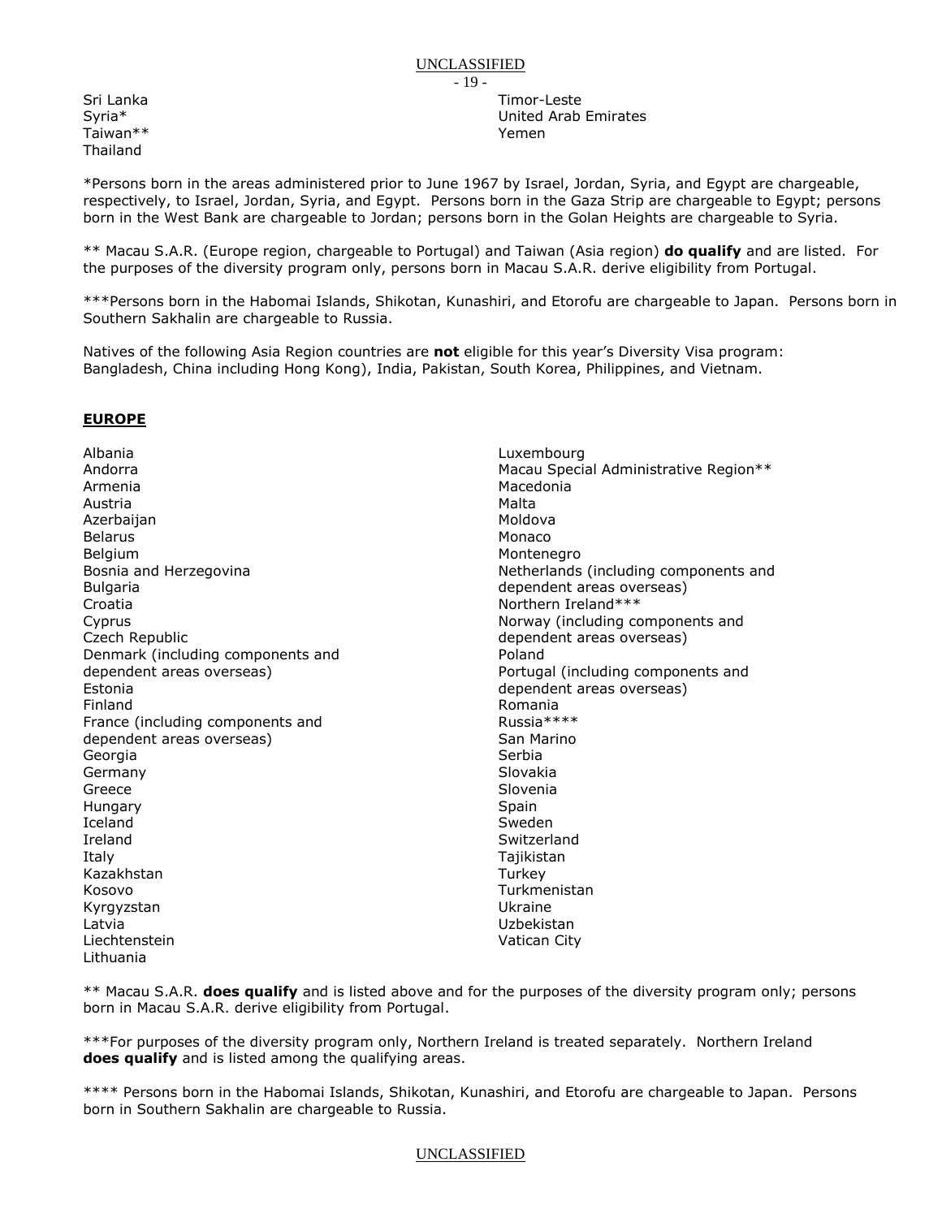Sri Lanka
Syria*
Taiwan**
Thailand
Timor-Leste
United Arab Emirates
Yemen

*Persons born in the areas administered prior to June 1967 by Israel, Jordan, Syria, and Egypt are chargeable, respectively, to Israel, Jordan, Syria, and Egypt. Persons born in the Gaza Strip are chargeable to Egypt; persons born in the West Bank are chargeable to Jordan; persons born in the Golan Heights are chargeable to Syria.

** Macau S.A.R. (Europe region, chargeable to Portugal) and Taiwan (Asia region) **do qualify** and are listed. For the purposes of the diversity program only, persons born in Macau S.A.R. derive eligibility from Portugal.

***Persons born in the Habomai Islands, Shikotan, Kunashiri, and Etorofu are chargeable to Japan. Persons born in Southern Sakhalin are chargeable to Russia.

Natives of the following Asia Region countries are **not** eligible for this year's Diversity Visa program: Bangladesh, China including Hong Kong), India, Pakistan, South Korea, Philippines, and Vietnam.

## EUROPE

Albania
Andorra
Armenia
Austria
Azerbaijan
Belarus
Belgium
Bosnia and Herzegovina
Bulgaria
Croatia
Cyprus
Czech Republic
Denmark (including components and dependent areas overseas)
Estonia
Finland
France (including components and dependent areas overseas)
Georgia
Germany
Greece
Hungary
Iceland
Ireland
Italy
Kazakhstan
Kosovo
Kyrgyzstan
Latvia
Liechtenstein
Lithuania
Luxembourg
Macau Special Administrative Region**
Macedonia
Malta
Moldova
Monaco
Montenegro
Netherlands (including components and dependent areas overseas)
Northern Ireland***
Norway (including components and dependent areas overseas)
Poland
Portugal (including components and dependent areas overseas)
Romania
Russia****
San Marino
Serbia
Slovakia
Slovenia
Spain
Sweden
Switzerland
Tajikistan
Turkey
Turkmenistan
Ukraine
Uzbekistan
Vatican City

** Macau S.A.R. **does qualify** and is listed above and for the purposes of the diversity program only; persons born in Macau S.A.R. derive eligibility from Portugal.

***For purposes of the diversity program only, Northern Ireland is treated separately. Northern Ireland **does qualify** and is listed among the qualifying areas.

**** Persons born in the Habomai Islands, Shikotan, Kunashiri, and Etorofu are chargeable to Japan. Persons born in Southern Sakhalin are chargeable to Russia.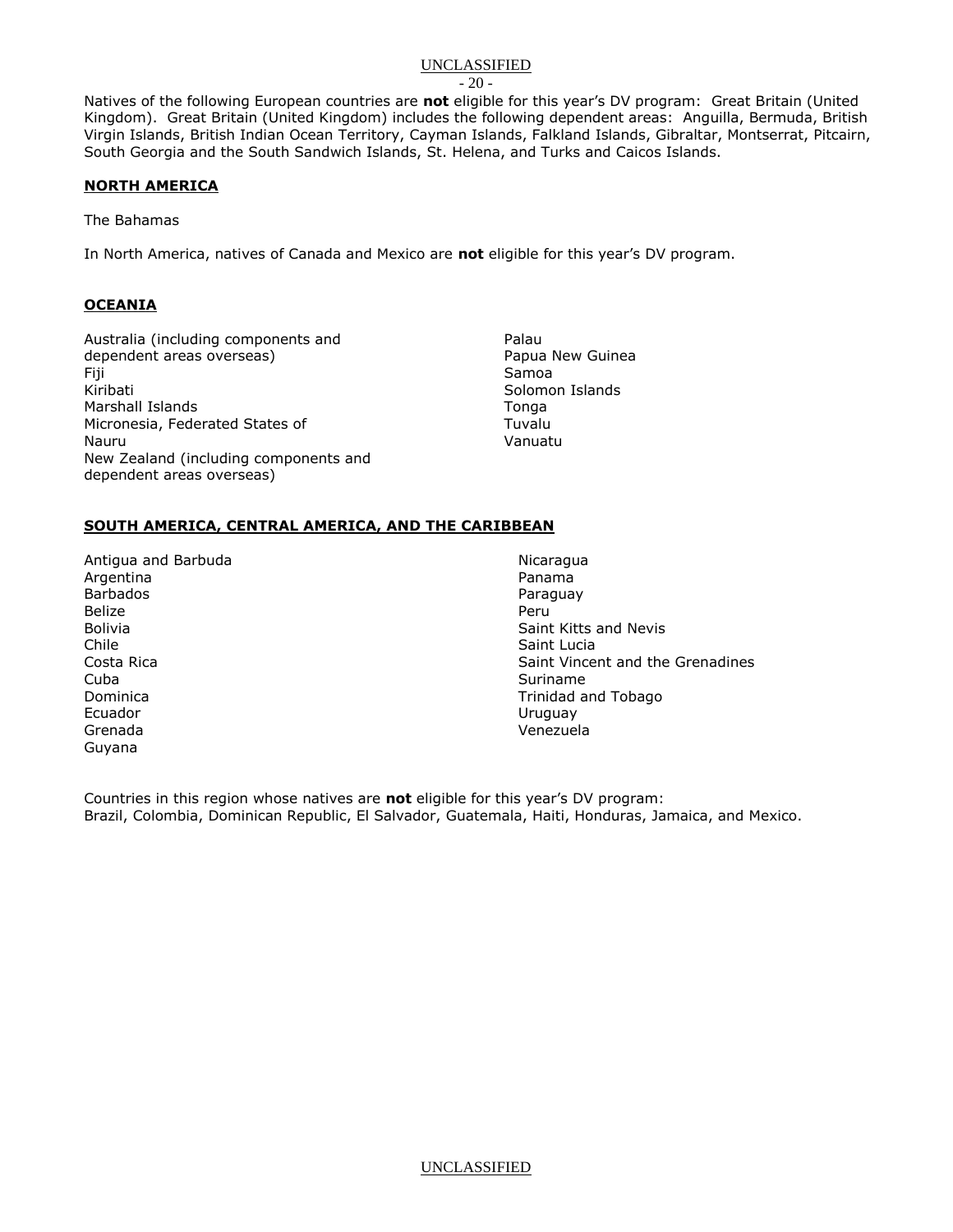Natives of the following European countries are **not** eligible for this year's DV program: Great Britain (United Kingdom). Great Britain (United Kingdom) includes the following dependent areas: Anguilla, Bermuda, British Virgin Islands, British Indian Ocean Territory, Cayman Islands, Falkland Islands, Gibraltar, Montserrat, Pitcairn, South Georgia and the South Sandwich Islands, St. Helena, and Turks and Caicos Islands.

## NORTH AMERICA

The Bahamas

In North America, natives of Canada and Mexico are **not** eligible for this year's DV program.

## OCEANIA

Australia (including components and dependent areas overseas)
Fiji
Kiribati
Marshall Islands
Micronesia, Federated States of
Nauru
New Zealand (including components and dependent areas overseas)
Palau
Papua New Guinea
Samoa
Solomon Islands
Tonga
Tuvalu
Vanuatu

## SOUTH AMERICA, CENTRAL AMERICA, AND THE CARIBBEAN

Antigua and Barbuda
Argentina
Barbados
Belize
Bolivia
Chile
Costa Rica
Cuba
Dominica
Ecuador
Grenada
Guyana
Nicaragua
Panama
Paraguay
Peru
Saint Kitts and Nevis
Saint Lucia
Saint Vincent and the Grenadines
Suriname
Trinidad and Tobago
Uruguay
Venezuela

Countries in this region whose natives are **not** eligible for this year's DV program:
Brazil, Colombia, Dominican Republic, El Salvador, Guatemala, Haiti, Honduras, Jamaica, and Mexico.